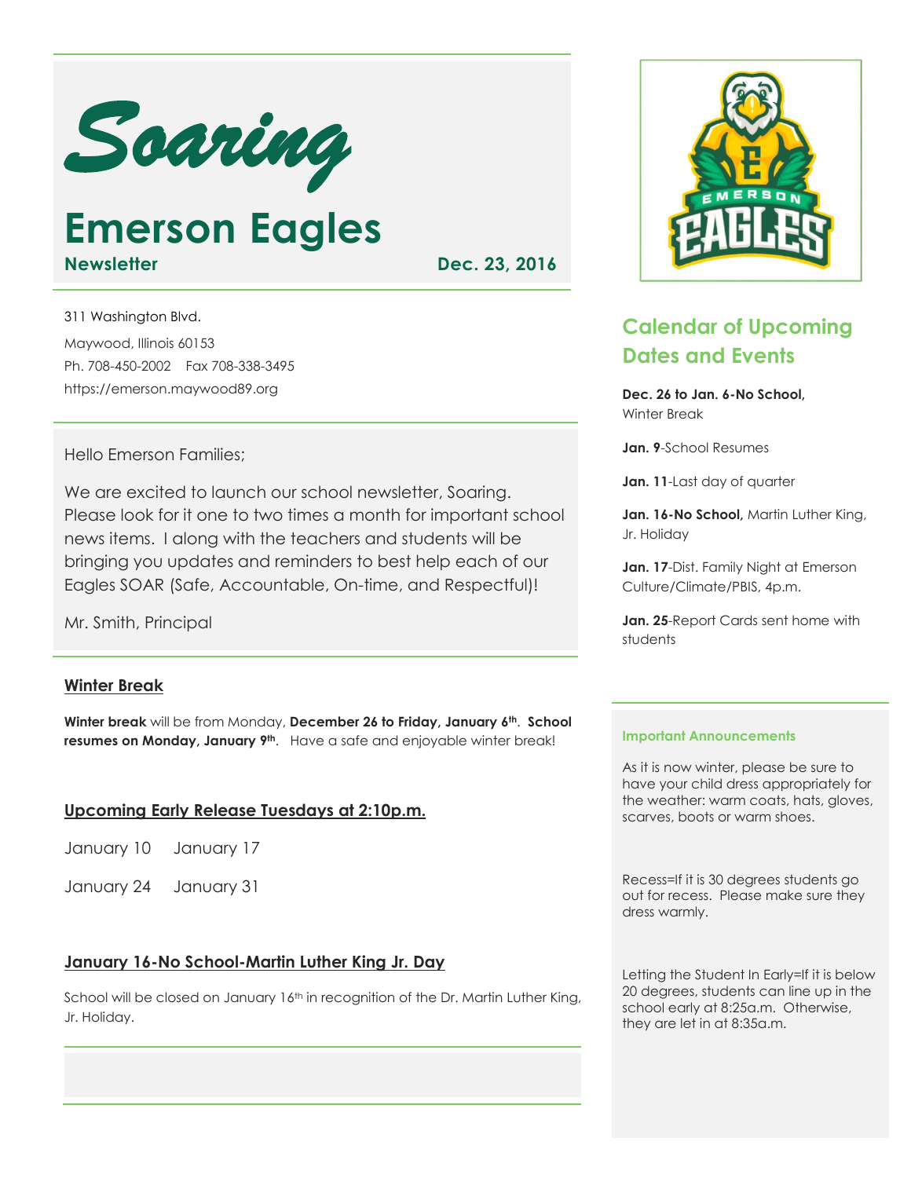# *Soaring*

# Emerson Eagles

**Newsletter** **Dec. 23, 2016**

311 Washington Blvd.

Maywood, Illinois 60153

Ph. 708-450-2002 Fax 708-338-3495

https://emerson.maywood89.org

Hello Emerson Families;

We are excited to launch our school newsletter, Soaring. Please look for it one to two times a month for important school news items. I along with the teachers and students will be bringing you updates and reminders to best help each of our Eagles SOAR (Safe, Accountable, On-time, and Respectful)!

Mr. Smith, Principal

## Winter Break

**Winter break** will be from Monday, **December 26 to Friday, January 6th**. **School resumes on Monday, January 9th**. Have a safe and enjoyable winter break!

## Upcoming Early Release Tuesdays at 2:10p.m.

January 10 January 17

January 24 January 31

## January 16-No School-Martin Luther King Jr. Day

School will be closed on January 16th in recognition of the Dr. Martin Luther King, Jr. Holiday.

## Calendar of Upcoming Dates and Events

**Dec. 26 to Jan. 6-No School,** Winter Break

**Jan. 9**-School Resumes

**Jan. 11**-Last day of quarter

**Jan. 16-No School,** Martin Luther King, Jr. Holiday

**Jan. 17**-Dist. Family Night at Emerson Culture/Climate/PBIS, 4p.m.

**Jan. 25**-Report Cards sent home with students

### Important Announcements

As it is now winter, please be sure to have your child dress appropriately for the weather: warm coats, hats, gloves, scarves, boots or warm shoes.

Recess=If it is 30 degrees students go out for recess. Please make sure they dress warmly.

Letting the Student In Early=If it is below 20 degrees, students can line up in the school early at 8:25a.m. Otherwise, they are let in at 8:35a.m.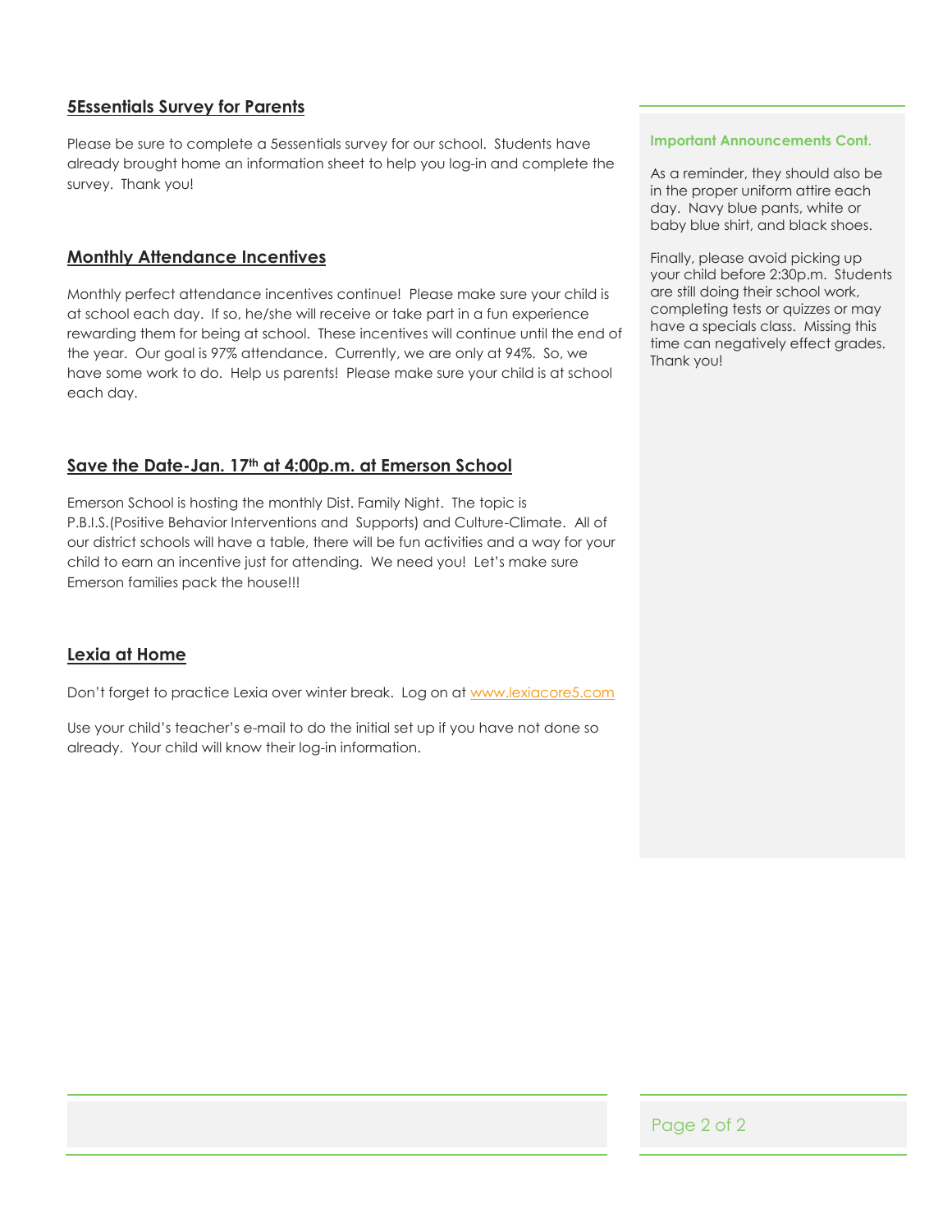## 5Essentials Survey for Parents

Please be sure to complete a 5essentials survey for our school. Students have already brought home an information sheet to help you log-in and complete the survey. Thank you!

## Monthly Attendance Incentives

Monthly perfect attendance incentives continue! Please make sure your child is at school each day. If so, he/she will receive or take part in a fun experience rewarding them for being at school. These incentives will continue until the end of the year. Our goal is 97% attendance. Currently, we are only at 94%. So, we have some work to do. Help us parents! Please make sure your child is at school each day.

## Save the Date-Jan. 17th at 4:00p.m. at Emerson School

Emerson School is hosting the monthly Dist. Family Night. The topic is P.B.I.S.(Positive Behavior Interventions and Supports) and Culture-Climate. All of our district schools will have a table, there will be fun activities and a way for your child to earn an incentive just for attending. We need you! Let's make sure Emerson families pack the house!!!

## Lexia at Home

Don't forget to practice Lexia over winter break. Log on at www.lexiacore5.com

Use your child's teacher's e-mail to do the initial set up if you have not done so already. Your child will know their log-in information.

### Important Announcements Cont.

As a reminder, they should also be in the proper uniform attire each day. Navy blue pants, white or baby blue shirt, and black shoes.

Finally, please avoid picking up your child before 2:30p.m. Students are still doing their school work, completing tests or quizzes or may have a specials class. Missing this time can negatively effect grades. Thank you!